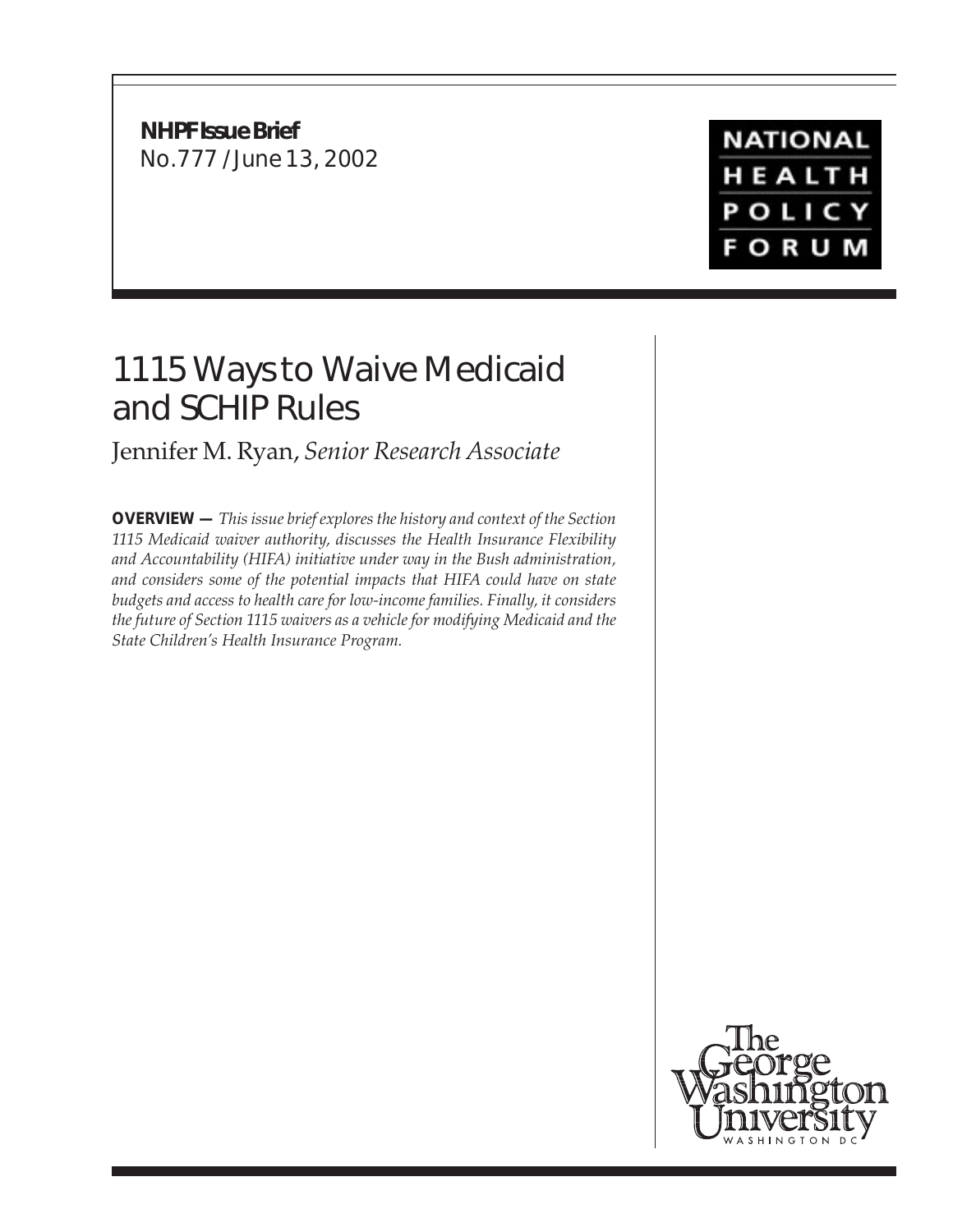**NHPF Issue Brief**
No.777 / June 13, 2002

NATIONAL HEALTH POLICY FORUM

# 1115 Ways to Waive Medicaid and SCHIP Rules

Jennifer M. Ryan, *Senior Research Associate*

**OVERVIEW —** *This issue brief explores the history and context of the Section 1115 Medicaid waiver authority, discusses the Health Insurance Flexibility and Accountability (HIFA) initiative under way in the Bush administration, and considers some of the potential impacts that HIFA could have on state budgets and access to health care for low-income families. Finally, it considers the future of Section 1115 waivers as a vehicle for modifying Medicaid and the State Children's Health Insurance Program.*

The George Washington University
WASHINGTON DC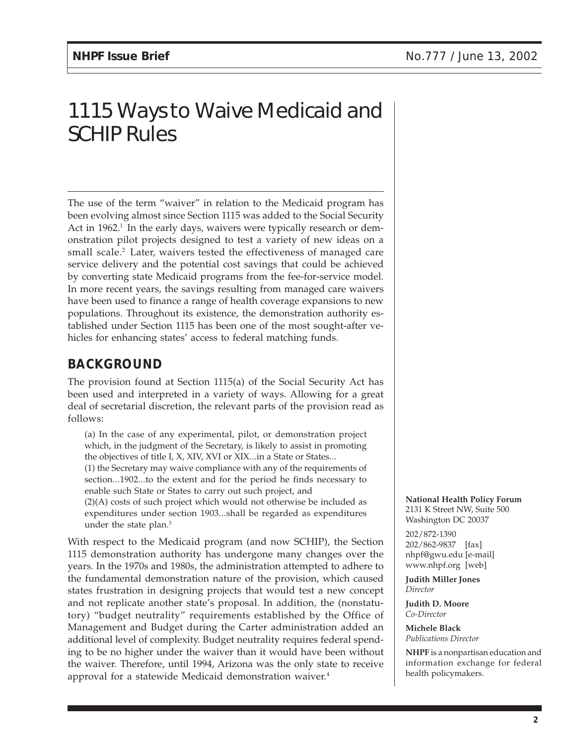# 1115 Ways to Waive Medicaid and SCHIP Rules

The use of the term "waiver" in relation to the Medicaid program has been evolving almost since Section 1115 was added to the Social Security Act in 1962.[1] In the early days, waivers were typically research or demonstration pilot projects designed to test a variety of new ideas on a small scale.[2] Later, waivers tested the effectiveness of managed care service delivery and the potential cost savings that could be achieved by converting state Medicaid programs from the fee-for-service model. In more recent years, the savings resulting from managed care waivers have been used to finance a range of health coverage expansions to new populations. Throughout its existence, the demonstration authority established under Section 1115 has been one of the most sought-after vehicles for enhancing states' access to federal matching funds.

## BACKGROUND

The provision found at Section 1115(a) of the Social Security Act has been used and interpreted in a variety of ways. Allowing for a great deal of secretarial discretion, the relevant parts of the provision read as follows:

> (a) In the case of any experimental, pilot, or demonstration project which, in the judgment of the Secretary, is likely to assist in promoting the objectives of title I, X, XIV, XVI or XIX...in a State or States...
> (1) the Secretary may waive compliance with any of the requirements of section...1902...to the extent and for the period he finds necessary to enable such State or States to carry out such project, and
> (2)(A) costs of such project which would not otherwise be included as expenditures under section 1903...shall be regarded as expenditures under the state plan.[3]

With respect to the Medicaid program (and now SCHIP), the Section 1115 demonstration authority has undergone many changes over the years. In the 1970s and 1980s, the administration attempted to adhere to the fundamental demonstration nature of the provision, which caused states frustration in designing projects that would test a new concept and not replicate another state's proposal. In addition, the (nonstatutory) "budget neutrality" requirements established by the Office of Management and Budget during the Carter administration added an additional level of complexity. Budget neutrality requires federal spending to be no higher under the waiver than it would have been without the waiver. Therefore, until 1994, Arizona was the only state to receive approval for a statewide Medicaid demonstration waiver.[4]

**National Health Policy Forum**
2131 K Street NW, Suite 500
Washington DC 20037

202/872-1390
202/862-9837 [fax]
nhpf@gwu.edu [e-mail]
www.nhpf.org [web]

**Judith Miller Jones**
*Director*

**Judith D. Moore**
*Co-Director*

**Michele Black**
*Publications Director*

**NHPF** is a nonpartisan education and information exchange for federal health policymakers.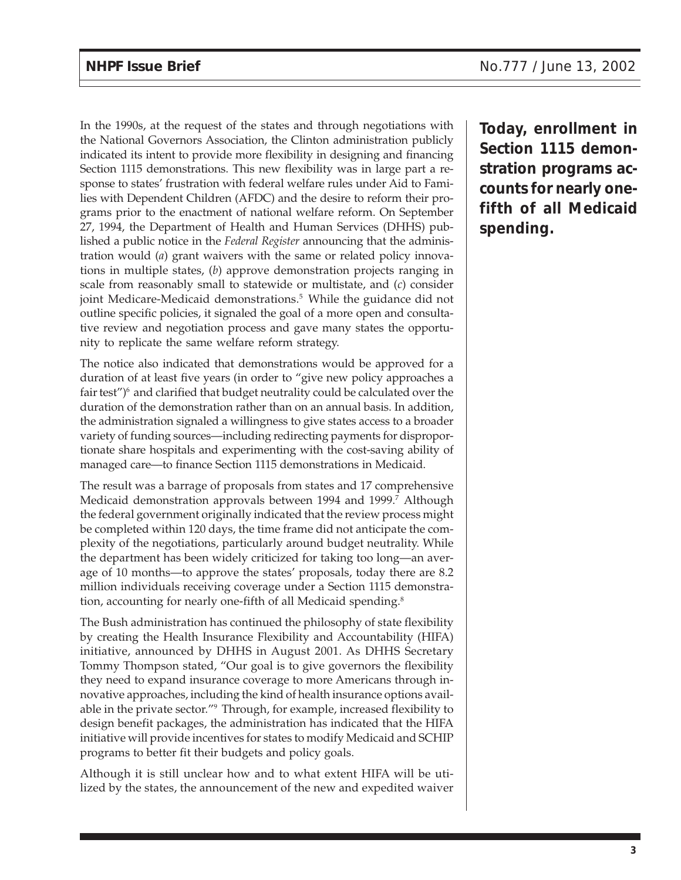In the 1990s, at the request of the states and through negotiations with the National Governors Association, the Clinton administration publicly indicated its intent to provide more flexibility in designing and financing Section 1115 demonstrations. This new flexibility was in large part a response to states' frustration with federal welfare rules under Aid to Families with Dependent Children (AFDC) and the desire to reform their programs prior to the enactment of national welfare reform. On September 27, 1994, the Department of Health and Human Services (DHHS) published a public notice in the *Federal Register* announcing that the administration would (*a*) grant waivers with the same or related policy innovations in multiple states, (*b*) approve demonstration projects ranging in scale from reasonably small to statewide or multistate, and (*c*) consider joint Medicare-Medicaid demonstrations.[5] While the guidance did not outline specific policies, it signaled the goal of a more open and consultative review and negotiation process and gave many states the opportunity to replicate the same welfare reform strategy.

**Today, enrollment in Section 1115 demonstration programs accounts for nearly one-fifth of all Medicaid spending.**

The notice also indicated that demonstrations would be approved for a duration of at least five years (in order to "give new policy approaches a fair test")[6] and clarified that budget neutrality could be calculated over the duration of the demonstration rather than on an annual basis. In addition, the administration signaled a willingness to give states access to a broader variety of funding sources—including redirecting payments for disproportionate share hospitals and experimenting with the cost-saving ability of managed care—to finance Section 1115 demonstrations in Medicaid.

The result was a barrage of proposals from states and 17 comprehensive Medicaid demonstration approvals between 1994 and 1999.[7] Although the federal government originally indicated that the review process might be completed within 120 days, the time frame did not anticipate the complexity of the negotiations, particularly around budget neutrality. While the department has been widely criticized for taking too long—an average of 10 months—to approve the states' proposals, today there are 8.2 million individuals receiving coverage under a Section 1115 demonstration, accounting for nearly one-fifth of all Medicaid spending.[8]

The Bush administration has continued the philosophy of state flexibility by creating the Health Insurance Flexibility and Accountability (HIFA) initiative, announced by DHHS in August 2001. As DHHS Secretary Tommy Thompson stated, "Our goal is to give governors the flexibility they need to expand insurance coverage to more Americans through innovative approaches, including the kind of health insurance options available in the private sector."[9] Through, for example, increased flexibility to design benefit packages, the administration has indicated that the HIFA initiative will provide incentives for states to modify Medicaid and SCHIP programs to better fit their budgets and policy goals.

Although it is still unclear how and to what extent HIFA will be utilized by the states, the announcement of the new and expedited waiver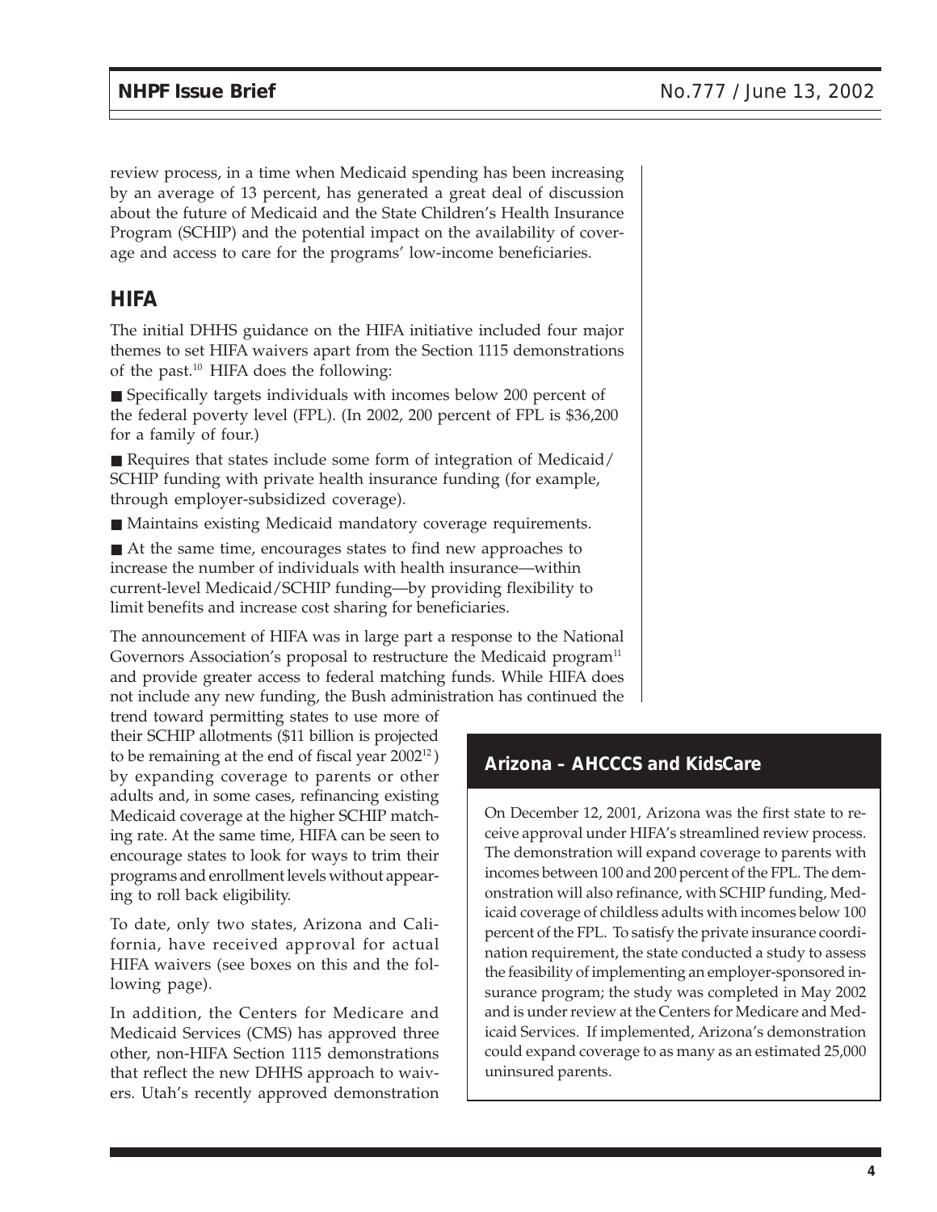review process, in a time when Medicaid spending has been increasing by an average of 13 percent, has generated a great deal of discussion about the future of Medicaid and the State Children's Health Insurance Program (SCHIP) and the potential impact on the availability of coverage and access to care for the programs' low-income beneficiaries.

## HIFA

The initial DHHS guidance on the HIFA initiative included four major themes to set HIFA waivers apart from the Section 1115 demonstrations of the past.[10] HIFA does the following:

- Specifically targets individuals with incomes below 200 percent of the federal poverty level (FPL). (In 2002, 200 percent of FPL is $36,200 for a family of four.)
- Requires that states include some form of integration of Medicaid/SCHIP funding with private health insurance funding (for example, through employer-subsidized coverage).
- Maintains existing Medicaid mandatory coverage requirements.
- At the same time, encourages states to find new approaches to increase the number of individuals with health insurance—within current-level Medicaid/SCHIP funding—by providing flexibility to limit benefits and increase cost sharing for beneficiaries.

The announcement of HIFA was in large part a response to the National Governors Association's proposal to restructure the Medicaid program[11] and provide greater access to federal matching funds. While HIFA does not include any new funding, the Bush administration has continued the trend toward permitting states to use more of their SCHIP allotments ($11 billion is projected to be remaining at the end of fiscal year 2002[12]) by expanding coverage to parents or other adults and, in some cases, refinancing existing Medicaid coverage at the higher SCHIP matching rate. At the same time, HIFA can be seen to encourage states to look for ways to trim their programs and enrollment levels without appearing to roll back eligibility.

To date, only two states, Arizona and California, have received approval for actual HIFA waivers (see boxes on this and the following page).

In addition, the Centers for Medicare and Medicaid Services (CMS) has approved three other, non-HIFA Section 1115 demonstrations that reflect the new DHHS approach to waivers. Utah's recently approved demonstration

### Arizona – AHCCCS and KidsCare

On December 12, 2001, Arizona was the first state to receive approval under HIFA's streamlined review process. The demonstration will expand coverage to parents with incomes between 100 and 200 percent of the FPL. The demonstration will also refinance, with SCHIP funding, Medicaid coverage of childless adults with incomes below 100 percent of the FPL. To satisfy the private insurance coordination requirement, the state conducted a study to assess the feasibility of implementing an employer-sponsored insurance program; the study was completed in May 2002 and is under review at the Centers for Medicare and Medicaid Services. If implemented, Arizona's demonstration could expand coverage to as many as an estimated 25,000 uninsured parents.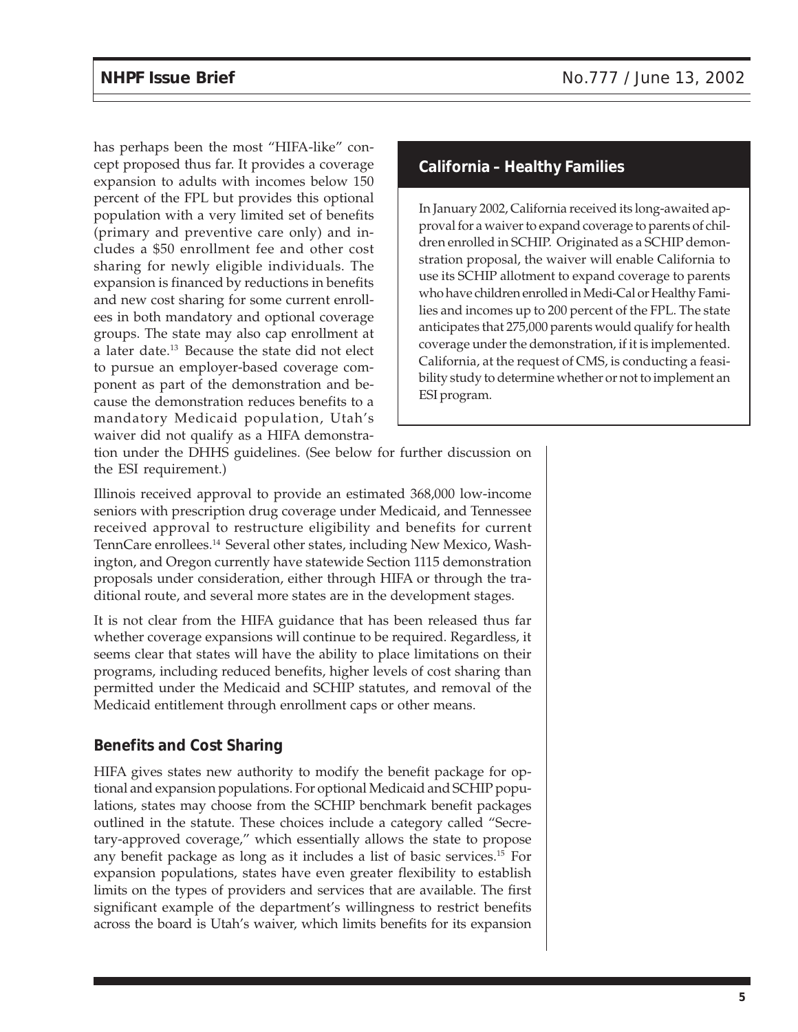has perhaps been the most "HIFA-like" concept proposed thus far. It provides a coverage expansion to adults with incomes below 150 percent of the FPL but provides this optional population with a very limited set of benefits (primary and preventive care only) and includes a $50 enrollment fee and other cost sharing for newly eligible individuals. The expansion is financed by reductions in benefits and new cost sharing for some current enrollees in both mandatory and optional coverage groups. The state may also cap enrollment at a later date.[13] Because the state did not elect to pursue an employer-based coverage component as part of the demonstration and because the demonstration reduces benefits to a mandatory Medicaid population, Utah's waiver did not qualify as a HIFA demonstration under the DHHS guidelines. (See below for further discussion on the ESI requirement.)

Illinois received approval to provide an estimated 368,000 low-income seniors with prescription drug coverage under Medicaid, and Tennessee received approval to restructure eligibility and benefits for current TennCare enrollees.[14] Several other states, including New Mexico, Washington, and Oregon currently have statewide Section 1115 demonstration proposals under consideration, either through HIFA or through the traditional route, and several more states are in the development stages.

It is not clear from the HIFA guidance that has been released thus far whether coverage expansions will continue to be required. Regardless, it seems clear that states will have the ability to place limitations on their programs, including reduced benefits, higher levels of cost sharing than permitted under the Medicaid and SCHIP statutes, and removal of the Medicaid entitlement through enrollment caps or other means.

### California – Healthy Families

In January 2002, California received its long-awaited approval for a waiver to expand coverage to parents of children enrolled in SCHIP. Originated as a SCHIP demonstration proposal, the waiver will enable California to use its SCHIP allotment to expand coverage to parents who have children enrolled in Medi-Cal or Healthy Families and incomes up to 200 percent of the FPL. The state anticipates that 275,000 parents would qualify for health coverage under the demonstration, if it is implemented. California, at the request of CMS, is conducting a feasibility study to determine whether or not to implement an ESI program.

## Benefits and Cost Sharing

HIFA gives states new authority to modify the benefit package for optional and expansion populations. For optional Medicaid and SCHIP populations, states may choose from the SCHIP benchmark benefit packages outlined in the statute. These choices include a category called "Secretary-approved coverage," which essentially allows the state to propose any benefit package as long as it includes a list of basic services.[15] For expansion populations, states have even greater flexibility to establish limits on the types of providers and services that are available. The first significant example of the department's willingness to restrict benefits across the board is Utah's waiver, which limits benefits for its expansion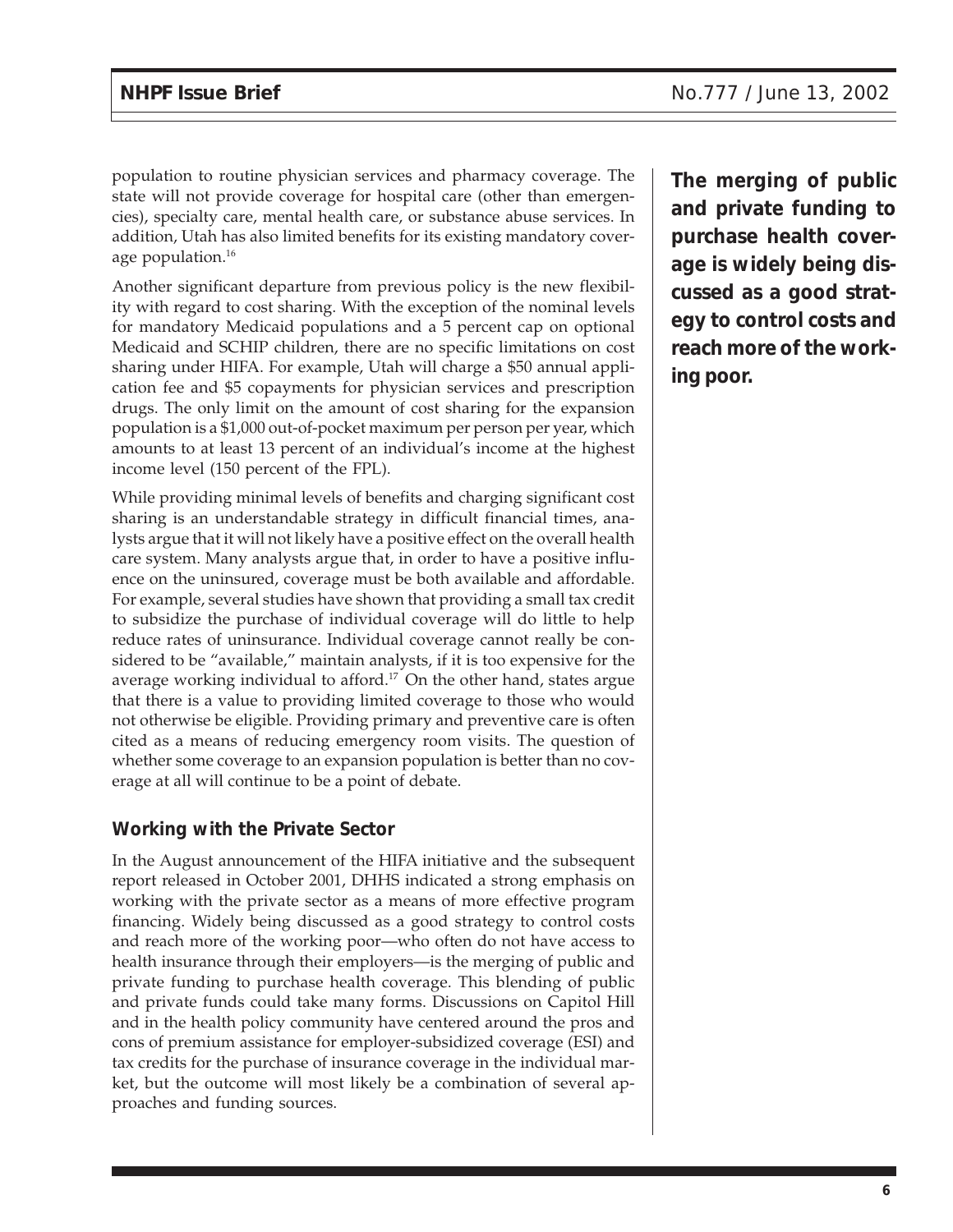population to routine physician services and pharmacy coverage. The state will not provide coverage for hospital care (other than emergencies), specialty care, mental health care, or substance abuse services. In addition, Utah has also limited benefits for its existing mandatory coverage population.[16]

Another significant departure from previous policy is the new flexibility with regard to cost sharing. With the exception of the nominal levels for mandatory Medicaid populations and a 5 percent cap on optional Medicaid and SCHIP children, there are no specific limitations on cost sharing under HIFA. For example, Utah will charge a $50 annual application fee and $5 copayments for physician services and prescription drugs. The only limit on the amount of cost sharing for the expansion population is a $1,000 out-of-pocket maximum per person per year, which amounts to at least 13 percent of an individual's income at the highest income level (150 percent of the FPL).

While providing minimal levels of benefits and charging significant cost sharing is an understandable strategy in difficult financial times, analysts argue that it will not likely have a positive effect on the overall health care system. Many analysts argue that, in order to have a positive influence on the uninsured, coverage must be both available and affordable. For example, several studies have shown that providing a small tax credit to subsidize the purchase of individual coverage will do little to help reduce rates of uninsurance. Individual coverage cannot really be considered to be "available," maintain analysts, if it is too expensive for the average working individual to afford.[17] On the other hand, states argue that there is a value to providing limited coverage to those who would not otherwise be eligible. Providing primary and preventive care is often cited as a means of reducing emergency room visits. The question of whether some coverage to an expansion population is better than no coverage at all will continue to be a point of debate.

**The merging of public and private funding to purchase health coverage is widely being discussed as a good strategy to control costs and reach more of the working poor.**

### Working with the Private Sector

In the August announcement of the HIFA initiative and the subsequent report released in October 2001, DHHS indicated a strong emphasis on working with the private sector as a means of more effective program financing. Widely being discussed as a good strategy to control costs and reach more of the working poor—who often do not have access to health insurance through their employers—is the merging of public and private funding to purchase health coverage. This blending of public and private funds could take many forms. Discussions on Capitol Hill and in the health policy community have centered around the pros and cons of premium assistance for employer-subsidized coverage (ESI) and tax credits for the purchase of insurance coverage in the individual market, but the outcome will most likely be a combination of several approaches and funding sources.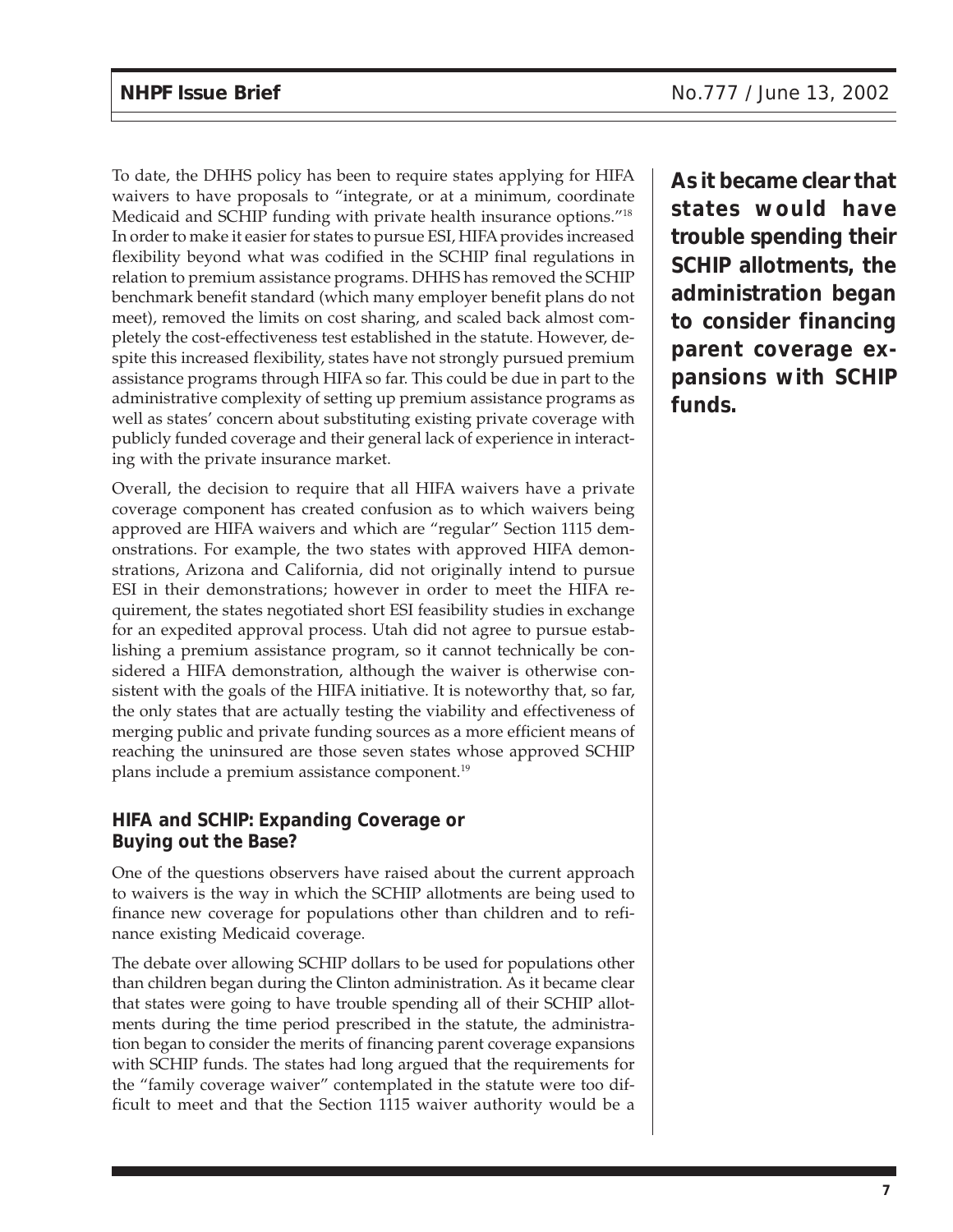To date, the DHHS policy has been to require states applying for HIFA waivers to have proposals to "integrate, or at a minimum, coordinate Medicaid and SCHIP funding with private health insurance options."[18] In order to make it easier for states to pursue ESI, HIFA provides increased flexibility beyond what was codified in the SCHIP final regulations in relation to premium assistance programs. DHHS has removed the SCHIP benchmark benefit standard (which many employer benefit plans do not meet), removed the limits on cost sharing, and scaled back almost completely the cost-effectiveness test established in the statute. However, despite this increased flexibility, states have not strongly pursued premium assistance programs through HIFA so far. This could be due in part to the administrative complexity of setting up premium assistance programs as well as states' concern about substituting existing private coverage with publicly funded coverage and their general lack of experience in interacting with the private insurance market.

Overall, the decision to require that all HIFA waivers have a private coverage component has created confusion as to which waivers being approved are HIFA waivers and which are "regular" Section 1115 demonstrations. For example, the two states with approved HIFA demonstrations, Arizona and California, did not originally intend to pursue ESI in their demonstrations; however in order to meet the HIFA requirement, the states negotiated short ESI feasibility studies in exchange for an expedited approval process. Utah did not agree to pursue establishing a premium assistance program, so it cannot technically be considered a HIFA demonstration, although the waiver is otherwise consistent with the goals of the HIFA initiative. It is noteworthy that, so far, the only states that are actually testing the viability and effectiveness of merging public and private funding sources as a more efficient means of reaching the uninsured are those seven states whose approved SCHIP plans include a premium assistance component.[19]

**As it became clear that states would have trouble spending their SCHIP allotments, the administration began to consider financing parent coverage expansions with SCHIP funds.**

### HIFA and SCHIP: Expanding Coverage or Buying out the Base?

One of the questions observers have raised about the current approach to waivers is the way in which the SCHIP allotments are being used to finance new coverage for populations other than children and to refinance existing Medicaid coverage.

The debate over allowing SCHIP dollars to be used for populations other than children began during the Clinton administration. As it became clear that states were going to have trouble spending all of their SCHIP allotments during the time period prescribed in the statute, the administration began to consider the merits of financing parent coverage expansions with SCHIP funds. The states had long argued that the requirements for the "family coverage waiver" contemplated in the statute were too difficult to meet and that the Section 1115 waiver authority would be a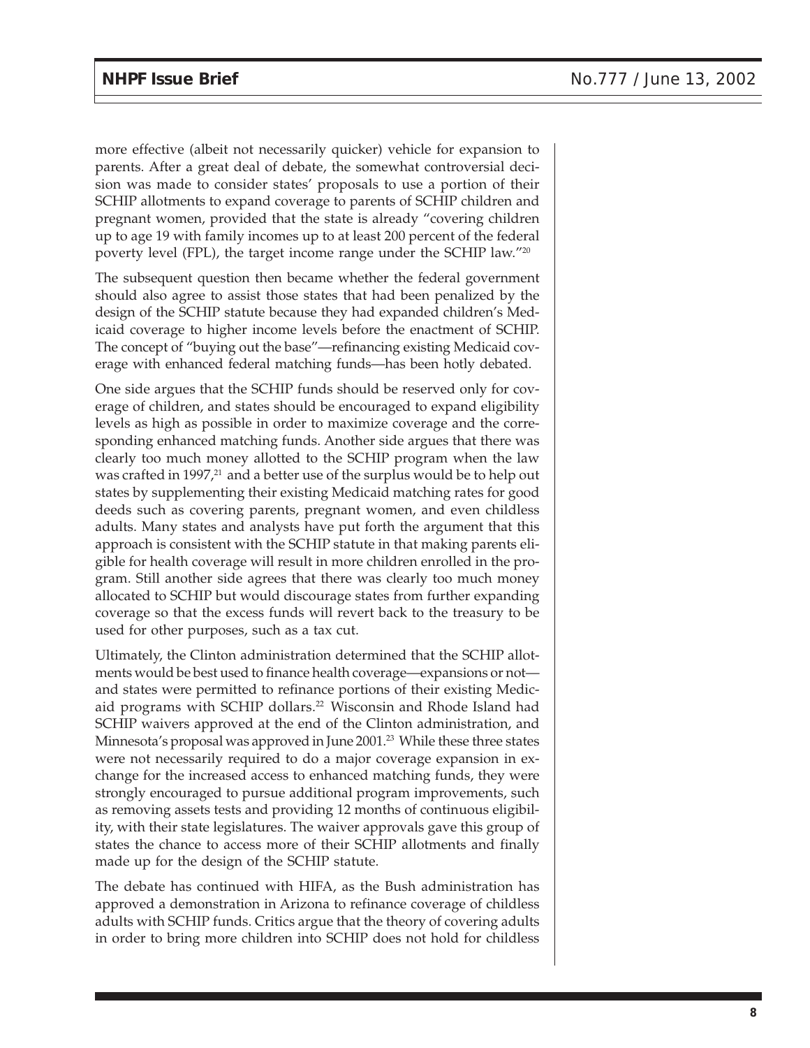more effective (albeit not necessarily quicker) vehicle for expansion to parents. After a great deal of debate, the somewhat controversial decision was made to consider states' proposals to use a portion of their SCHIP allotments to expand coverage to parents of SCHIP children and pregnant women, provided that the state is already "covering children up to age 19 with family incomes up to at least 200 percent of the federal poverty level (FPL), the target income range under the SCHIP law."[20]

The subsequent question then became whether the federal government should also agree to assist those states that had been penalized by the design of the SCHIP statute because they had expanded children's Medicaid coverage to higher income levels before the enactment of SCHIP. The concept of "buying out the base"—refinancing existing Medicaid coverage with enhanced federal matching funds—has been hotly debated.

One side argues that the SCHIP funds should be reserved only for coverage of children, and states should be encouraged to expand eligibility levels as high as possible in order to maximize coverage and the corresponding enhanced matching funds. Another side argues that there was clearly too much money allotted to the SCHIP program when the law was crafted in 1997,[21] and a better use of the surplus would be to help out states by supplementing their existing Medicaid matching rates for good deeds such as covering parents, pregnant women, and even childless adults. Many states and analysts have put forth the argument that this approach is consistent with the SCHIP statute in that making parents eligible for health coverage will result in more children enrolled in the program. Still another side agrees that there was clearly too much money allocated to SCHIP but would discourage states from further expanding coverage so that the excess funds will revert back to the treasury to be used for other purposes, such as a tax cut.

Ultimately, the Clinton administration determined that the SCHIP allotments would be best used to finance health coverage—expansions or not—and states were permitted to refinance portions of their existing Medicaid programs with SCHIP dollars.[22] Wisconsin and Rhode Island had SCHIP waivers approved at the end of the Clinton administration, and Minnesota's proposal was approved in June 2001.[23] While these three states were not necessarily required to do a major coverage expansion in exchange for the increased access to enhanced matching funds, they were strongly encouraged to pursue additional program improvements, such as removing assets tests and providing 12 months of continuous eligibility, with their state legislatures. The waiver approvals gave this group of states the chance to access more of their SCHIP allotments and finally made up for the design of the SCHIP statute.

The debate has continued with HIFA, as the Bush administration has approved a demonstration in Arizona to refinance coverage of childless adults with SCHIP funds. Critics argue that the theory of covering adults in order to bring more children into SCHIP does not hold for childless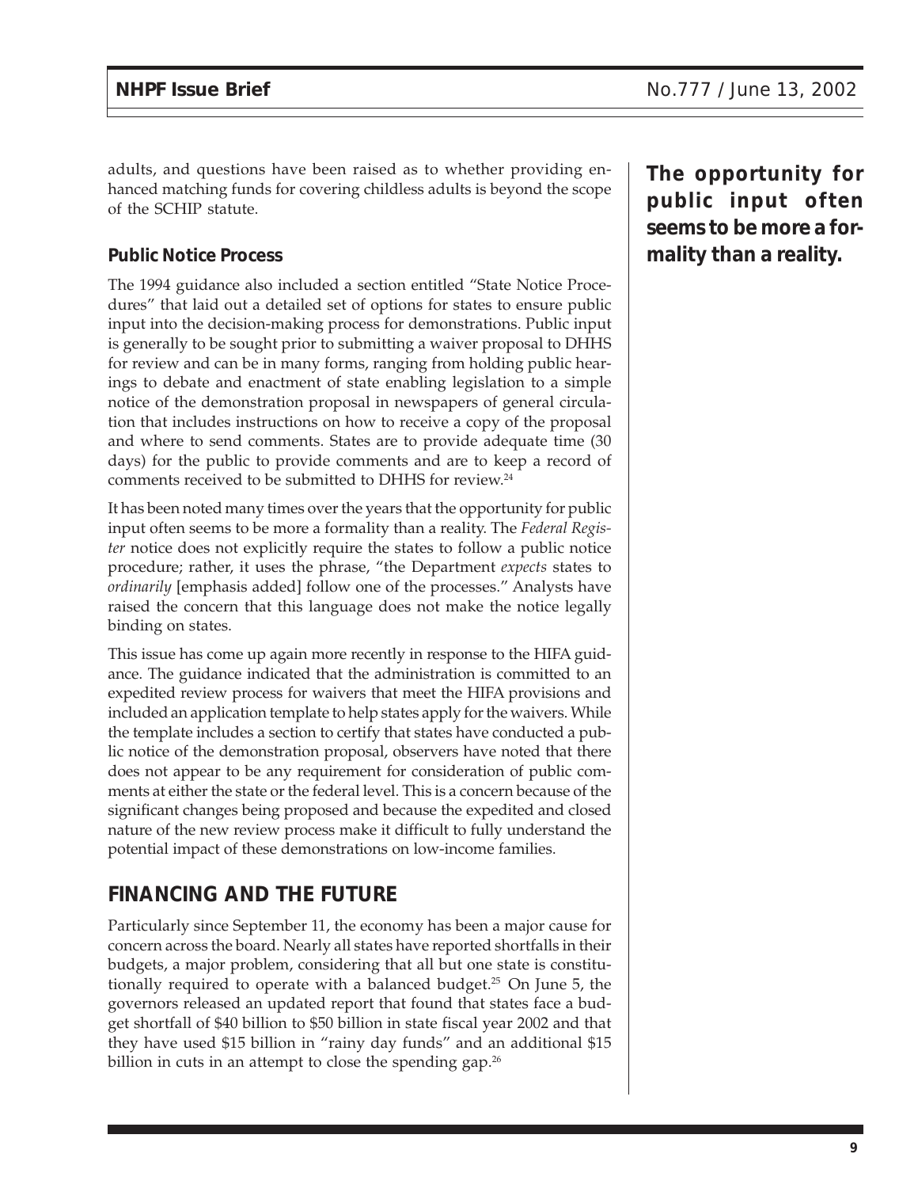adults, and questions have been raised as to whether providing enhanced matching funds for covering childless adults is beyond the scope of the SCHIP statute.

**The opportunity for public input often seems to be more a formality than a reality.**

### Public Notice Process

The 1994 guidance also included a section entitled "State Notice Procedures" that laid out a detailed set of options for states to ensure public input into the decision-making process for demonstrations. Public input is generally to be sought prior to submitting a waiver proposal to DHHS for review and can be in many forms, ranging from holding public hearings to debate and enactment of state enabling legislation to a simple notice of the demonstration proposal in newspapers of general circulation that includes instructions on how to receive a copy of the proposal and where to send comments. States are to provide adequate time (30 days) for the public to provide comments and are to keep a record of comments received to be submitted to DHHS for review.[24]

It has been noted many times over the years that the opportunity for public input often seems to be more a formality than a reality. The *Federal Register* notice does not explicitly require the states to follow a public notice procedure; rather, it uses the phrase, "the Department *expects* states to *ordinarily* [emphasis added] follow one of the processes." Analysts have raised the concern that this language does not make the notice legally binding on states.

This issue has come up again more recently in response to the HIFA guidance. The guidance indicated that the administration is committed to an expedited review process for waivers that meet the HIFA provisions and included an application template to help states apply for the waivers. While the template includes a section to certify that states have conducted a public notice of the demonstration proposal, observers have noted that there does not appear to be any requirement for consideration of public comments at either the state or the federal level. This is a concern because of the significant changes being proposed and because the expedited and closed nature of the new review process make it difficult to fully understand the potential impact of these demonstrations on low-income families.

## FINANCING AND THE FUTURE

Particularly since September 11, the economy has been a major cause for concern across the board. Nearly all states have reported shortfalls in their budgets, a major problem, considering that all but one state is constitutionally required to operate with a balanced budget.[25] On June 5, the governors released an updated report that found that states face a budget shortfall of $40 billion to $50 billion in state fiscal year 2002 and that they have used $15 billion in "rainy day funds" and an additional $15 billion in cuts in an attempt to close the spending gap.[26]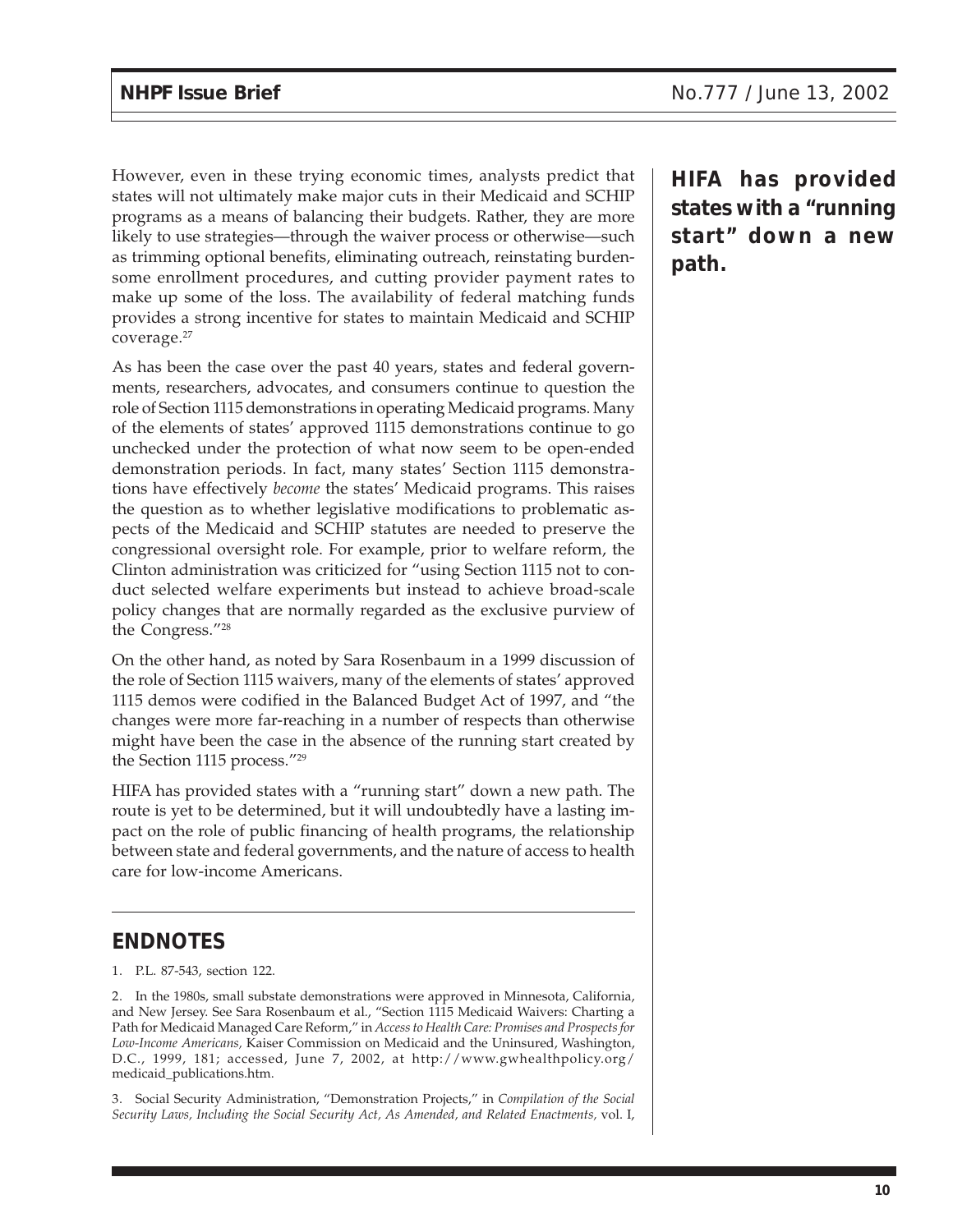However, even in these trying economic times, analysts predict that states will not ultimately make major cuts in their Medicaid and SCHIP programs as a means of balancing their budgets. Rather, they are more likely to use strategies—through the waiver process or otherwise—such as trimming optional benefits, eliminating outreach, reinstating burdensome enrollment procedures, and cutting provider payment rates to make up some of the loss. The availability of federal matching funds provides a strong incentive for states to maintain Medicaid and SCHIP coverage.[27]

**HIFA has provided states with a "running start" down a new path.**

As has been the case over the past 40 years, states and federal governments, researchers, advocates, and consumers continue to question the role of Section 1115 demonstrations in operating Medicaid programs. Many of the elements of states' approved 1115 demonstrations continue to go unchecked under the protection of what now seem to be open-ended demonstration periods. In fact, many states' Section 1115 demonstrations have effectively *become* the states' Medicaid programs. This raises the question as to whether legislative modifications to problematic aspects of the Medicaid and SCHIP statutes are needed to preserve the congressional oversight role. For example, prior to welfare reform, the Clinton administration was criticized for "using Section 1115 not to conduct selected welfare experiments but instead to achieve broad-scale policy changes that are normally regarded as the exclusive purview of the Congress."[28]

On the other hand, as noted by Sara Rosenbaum in a 1999 discussion of the role of Section 1115 waivers, many of the elements of states' approved 1115 demos were codified in the Balanced Budget Act of 1997, and "the changes were more far-reaching in a number of respects than otherwise might have been the case in the absence of the running start created by the Section 1115 process."[29]

HIFA has provided states with a "running start" down a new path. The route is yet to be determined, but it will undoubtedly have a lasting impact on the role of public financing of health programs, the relationship between state and federal governments, and the nature of access to health care for low-income Americans.

## ENDNOTES

1. P.L. 87-543, section 122.

2. In the 1980s, small substate demonstrations were approved in Minnesota, California, and New Jersey. See Sara Rosenbaum et al., "Section 1115 Medicaid Waivers: Charting a Path for Medicaid Managed Care Reform," in *Access to Health Care: Promises and Prospects for Low-Income Americans,* Kaiser Commission on Medicaid and the Uninsured, Washington, D.C., 1999, 181; accessed, June 7, 2002, at http://www.gwhealthpolicy.org/medicaid_publications.htm.

3. Social Security Administration, "Demonstration Projects," in *Compilation of the Social Security Laws, Including the Social Security Act, As Amended, and Related Enactments,* vol. I,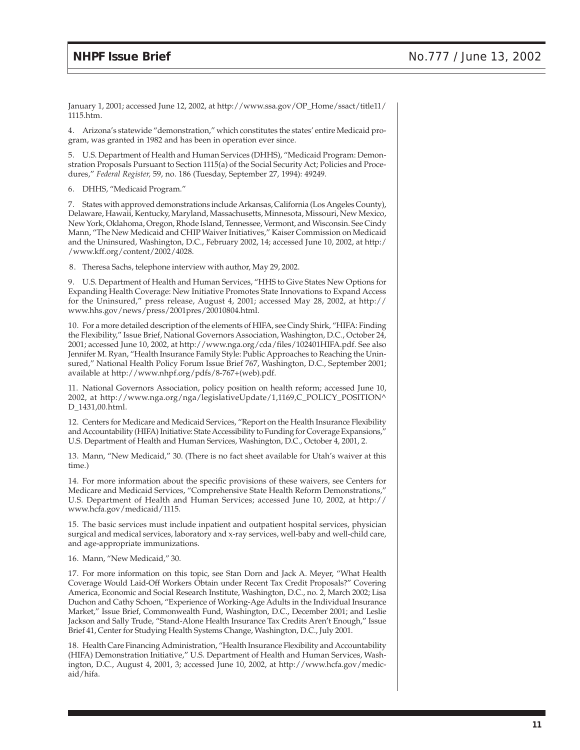January 1, 2001; accessed June 12, 2002, at http://www.ssa.gov/OP_Home/ssact/title11/1115.htm.

4. Arizona's statewide "demonstration," which constitutes the states' entire Medicaid program, was granted in 1982 and has been in operation ever since.

5. U.S. Department of Health and Human Services (DHHS), "Medicaid Program: Demonstration Proposals Pursuant to Section 1115(a) of the Social Security Act; Policies and Procedures," *Federal Register,* 59, no. 186 (Tuesday, September 27, 1994): 49249.

6. DHHS, "Medicaid Program."

7. States with approved demonstrations include Arkansas, California (Los Angeles County), Delaware, Hawaii, Kentucky, Maryland, Massachusetts, Minnesota, Missouri, New Mexico, New York, Oklahoma, Oregon, Rhode Island, Tennessee, Vermont, and Wisconsin. See Cindy Mann, "The New Medicaid and CHIP Waiver Initiatives," Kaiser Commission on Medicaid and the Uninsured, Washington, D.C., February 2002, 14; accessed June 10, 2002, at http://www.kff.org/content/2002/4028.

8. Theresa Sachs, telephone interview with author, May 29, 2002.

9. U.S. Department of Health and Human Services, "HHS to Give States New Options for Expanding Health Coverage: New Initiative Promotes State Innovations to Expand Access for the Uninsured," press release, August 4, 2001; accessed May 28, 2002, at http://www.hhs.gov/news/press/2001pres/20010804.html.

10. For a more detailed description of the elements of HIFA, see Cindy Shirk, "HIFA: Finding the Flexibility," Issue Brief, National Governors Association, Washington, D.C., October 24, 2001; accessed June 10, 2002, at http://www.nga.org/cda/files/102401HIFA.pdf. See also Jennifer M. Ryan, "Health Insurance Family Style: Public Approaches to Reaching the Uninsured," National Health Policy Forum Issue Brief 767, Washington, D.C., September 2001; available at http://www.nhpf.org/pdfs/8-767+(web).pdf.

11. National Governors Association, policy position on health reform; accessed June 10, 2002, at http://www.nga.org/nga/legislativeUpdate/1,1169,C_POLICY_POSITION^D_1431,00.html.

12. Centers for Medicare and Medicaid Services, "Report on the Health Insurance Flexibility and Accountability (HIFA) Initiative: State Accessibility to Funding for Coverage Expansions," U.S. Department of Health and Human Services, Washington, D.C., October 4, 2001, 2.

13. Mann, "New Medicaid," 30. (There is no fact sheet available for Utah's waiver at this time.)

14. For more information about the specific provisions of these waivers, see Centers for Medicare and Medicaid Services, "Comprehensive State Health Reform Demonstrations," U.S. Department of Health and Human Services; accessed June 10, 2002, at http://www.hcfa.gov/medicaid/1115.

15. The basic services must include inpatient and outpatient hospital services, physician surgical and medical services, laboratory and x-ray services, well-baby and well-child care, and age-appropriate immunizations.

16. Mann, "New Medicaid," 30.

17. For more information on this topic, see Stan Dorn and Jack A. Meyer, "What Health Coverage Would Laid-Off Workers Obtain under Recent Tax Credit Proposals?" Covering America, Economic and Social Research Institute, Washington, D.C., no. 2, March 2002; Lisa Duchon and Cathy Schoen, "Experience of Working-Age Adults in the Individual Insurance Market," Issue Brief, Commonwealth Fund, Washington, D.C., December 2001; and Leslie Jackson and Sally Trude, "Stand-Alone Health Insurance Tax Credits Aren't Enough," Issue Brief 41, Center for Studying Health Systems Change, Washington, D.C., July 2001.

18. Health Care Financing Administration, "Health Insurance Flexibility and Accountability (HIFA) Demonstration Initiative," U.S. Department of Health and Human Services, Washington, D.C., August 4, 2001, 3; accessed June 10, 2002, at http://www.hcfa.gov/medicaid/hifa.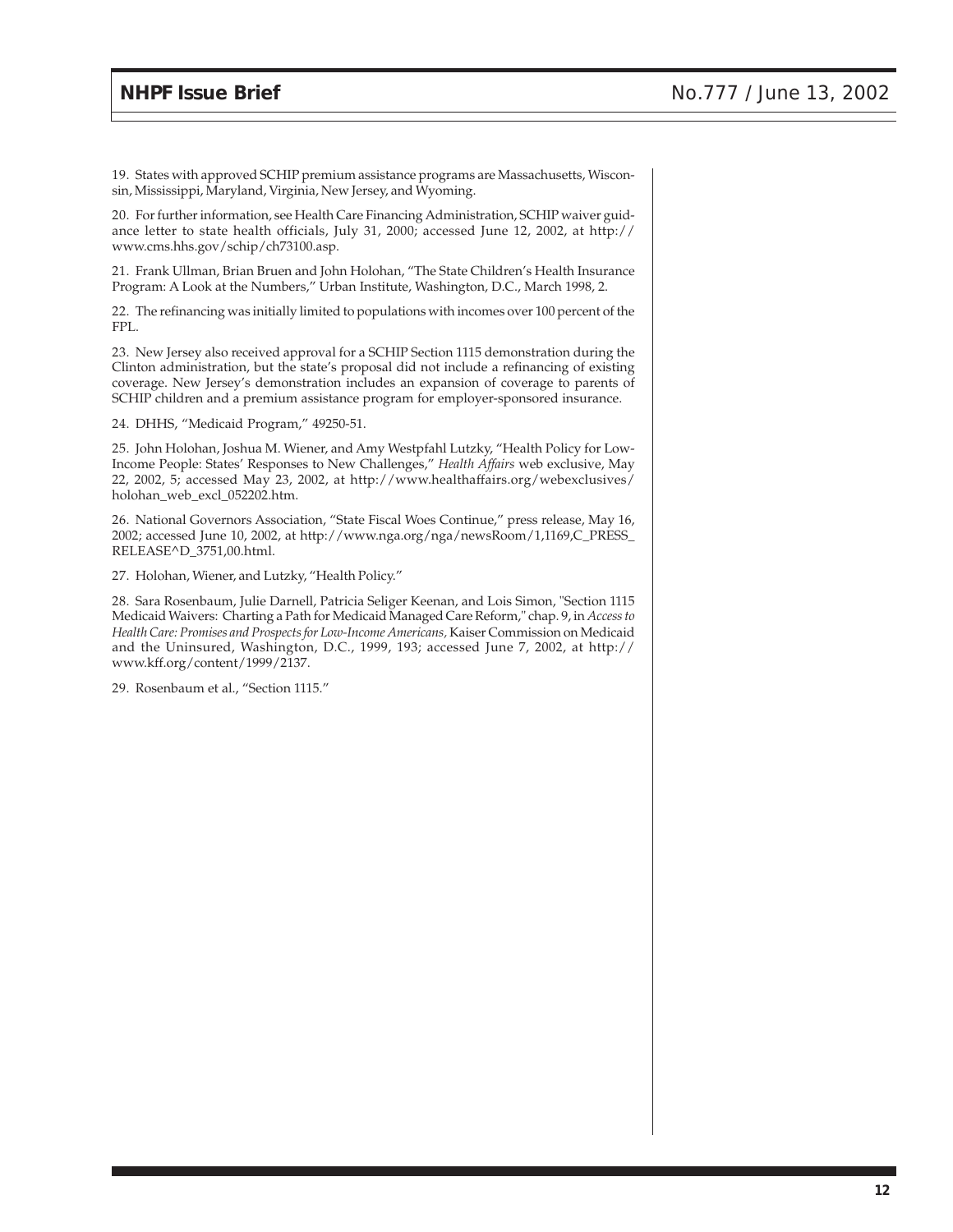19. States with approved SCHIP premium assistance programs are Massachusetts, Wisconsin, Mississippi, Maryland, Virginia, New Jersey, and Wyoming.

20. For further information, see Health Care Financing Administration, SCHIP waiver guidance letter to state health officials, July 31, 2000; accessed June 12, 2002, at http://www.cms.hhs.gov/schip/ch73100.asp.

21. Frank Ullman, Brian Bruen and John Holohan, "The State Children's Health Insurance Program: A Look at the Numbers," Urban Institute, Washington, D.C., March 1998, 2.

22. The refinancing was initially limited to populations with incomes over 100 percent of the FPL.

23. New Jersey also received approval for a SCHIP Section 1115 demonstration during the Clinton administration, but the state's proposal did not include a refinancing of existing coverage. New Jersey's demonstration includes an expansion of coverage to parents of SCHIP children and a premium assistance program for employer-sponsored insurance.

24. DHHS, "Medicaid Program," 49250-51.

25. John Holohan, Joshua M. Wiener, and Amy Westpfahl Lutzky, "Health Policy for Low-Income People: States' Responses to New Challenges," *Health Affairs* web exclusive, May 22, 2002, 5; accessed May 23, 2002, at http://www.healthaffairs.org/webexclusives/holohan_web_excl_052202.htm.

26. National Governors Association, "State Fiscal Woes Continue," press release, May 16, 2002; accessed June 10, 2002, at http://www.nga.org/nga/newsRoom/1,1169,C_PRESS_RELEASE^D_3751,00.html.

27. Holohan, Wiener, and Lutzky, "Health Policy."

28. Sara Rosenbaum, Julie Darnell, Patricia Seliger Keenan, and Lois Simon, "Section 1115 Medicaid Waivers: Charting a Path for Medicaid Managed Care Reform," chap. 9, in *Access to Health Care: Promises and Prospects for Low-Income Americans,* Kaiser Commission on Medicaid and the Uninsured, Washington, D.C., 1999, 193; accessed June 7, 2002, at http://www.kff.org/content/1999/2137.

29. Rosenbaum et al., "Section 1115."